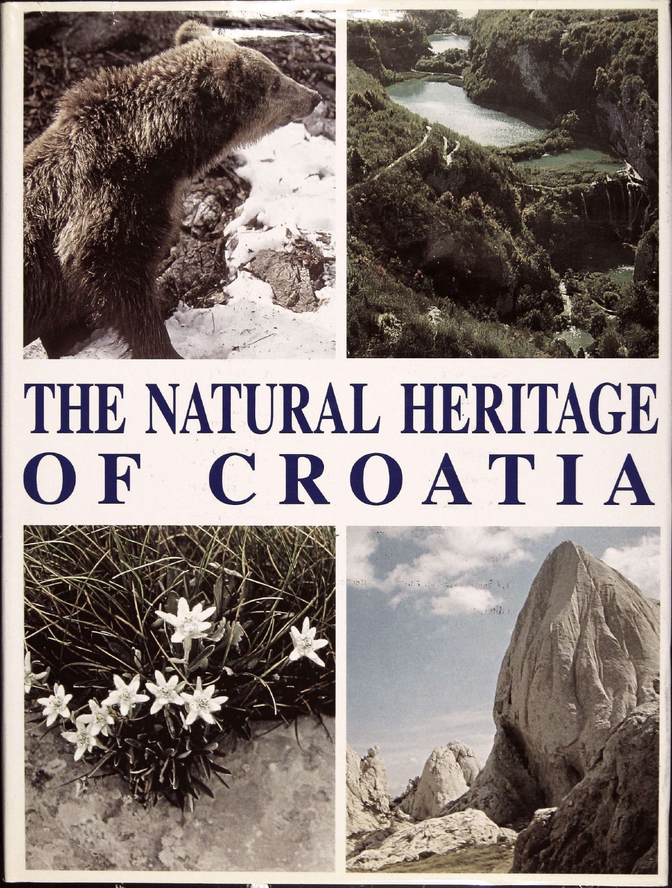# THE NATURAL HERITAGE OF CROATIA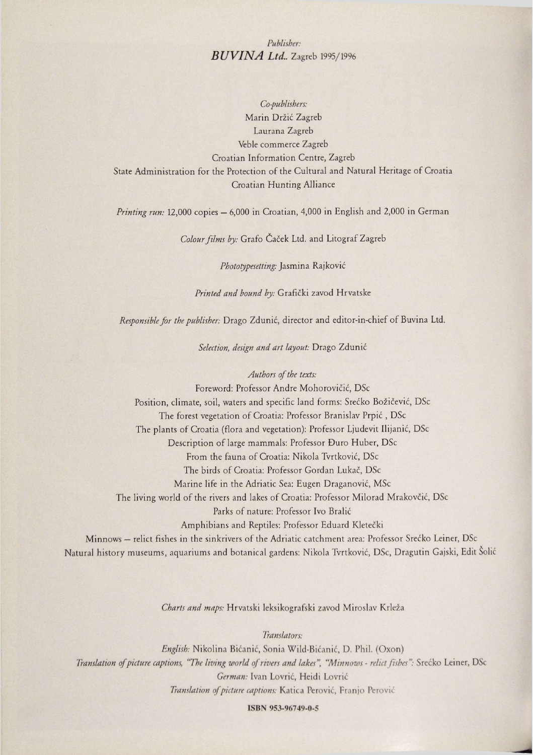*Publisher:*
***BUVINA Ltd.*** Zagreb 1995/1996

*Co-publishers:*
Marin Držić Zagreb
Laurana Zagreb
Veble commerce Zagreb
Croatian Information Centre, Zagreb
State Administration for the Protection of the Cultural and Natural Heritage of Croatia
Croatian Hunting Alliance

*Printing run:* 12,000 copies – 6,000 in Croatian, 4,000 in English and 2,000 in German

*Colour films by:* Grafo Čaček Ltd. and Litograf Zagreb

*Phototypesetting:* Jasmina Rajković

*Printed and bound by:* Grafički zavod Hrvatske

*Responsible for the publisher:* Drago Zdunić, director and editor-in-chief of Buvina Ltd.

*Selection, design and art layout:* Drago Zdunić

*Authors of the texts:*
Foreword: Professor Andre Mohorovičić, DSc
Position, climate, soil, waters and specific land forms: Srećko Božičević, DSc
The forest vegetation of Croatia: Professor Branislav Prpić , DSc
The plants of Croatia (flora and vegetation): Professor Ljudevit Ilijanić, DSc
Description of large mammals: Professor Đuro Huber, DSc
From the fauna of Croatia: Nikola Tvrtković, DSc
The birds of Croatia: Professor Gordan Lukač, DSc
Marine life in the Adriatic Sea: Eugen Draganović, MSc
The living world of the rivers and lakes of Croatia: Professor Milorad Mrakovčić, DSc
Parks of nature: Professor Ivo Bralić
Amphibians and Reptiles: Professor Eduard Kletečki
Minnows – relict fishes in the sinkrivers of the Adriatic catchment area: Professor Srećko Leiner, DSc
Natural history museums, aquariums and botanical gardens: Nikola Tvrtković, DSc, Dragutin Gajski, Edit Šolić

*Charts and maps:* Hrvatski leksikografski zavod Miroslav Krleža

*Translators:*
*English:* Nikolina Bićanić, Sonia Wild-Bićanić, D. Phil. (Oxon)
*Translation of picture captions, "The living world of rivers and lakes", "Minnows - relict fishes":* Srećko Leiner, DSc
*German:* Ivan Lovrić, Heidi Lovrić
*Translation of picture captions:* Katica Perović, Franjo Perović

**ISBN 953-96749-0-5**